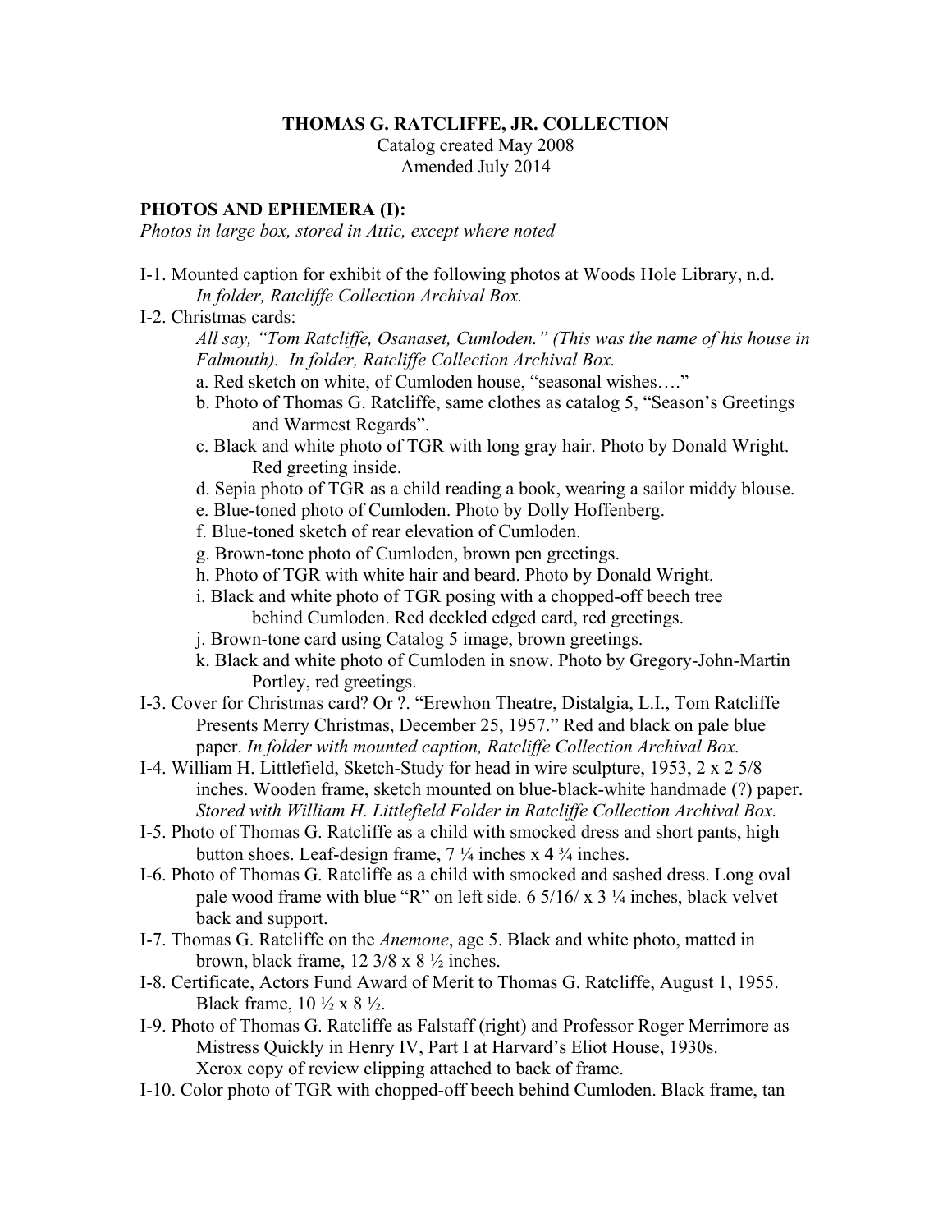**THOMAS G. RATCLIFFE, JR. COLLECTION**

Catalog created May 2008

Amended July 2014

**PHOTOS AND EPHEMERA (I):**

*Photos in large box, stored in Attic, except where noted*

I-1. Mounted caption for exhibit of the following photos at Woods Hole Library, n.d.
*In folder, Ratcliffe Collection Archival Box.*

I-2. Christmas cards:
*All say, "Tom Ratcliffe, Osanaset, Cumloden." (This was the name of his house in Falmouth). In folder, Ratcliffe Collection Archival Box.*
- a. Red sketch on white, of Cumloden house, "seasonal wishes…."
- b. Photo of Thomas G. Ratcliffe, same clothes as catalog 5, "Season's Greetings and Warmest Regards".
- c. Black and white photo of TGR with long gray hair. Photo by Donald Wright. Red greeting inside.
- d. Sepia photo of TGR as a child reading a book, wearing a sailor middy blouse.
- e. Blue-toned photo of Cumloden. Photo by Dolly Hoffenberg.
- f. Blue-toned sketch of rear elevation of Cumloden.
- g. Brown-tone photo of Cumloden, brown pen greetings.
- h. Photo of TGR with white hair and beard. Photo by Donald Wright.
- i. Black and white photo of TGR posing with a chopped-off beech tree behind Cumloden. Red deckled edged card, red greetings.
- j. Brown-tone card using Catalog 5 image, brown greetings.
- k. Black and white photo of Cumloden in snow. Photo by Gregory-John-Martin Portley, red greetings.

I-3. Cover for Christmas card? Or ?. "Erewhon Theatre, Distalgia, L.I., Tom Ratcliffe Presents Merry Christmas, December 25, 1957." Red and black on pale blue paper. *In folder with mounted caption, Ratcliffe Collection Archival Box.*

I-4. William H. Littlefield, Sketch-Study for head in wire sculpture, 1953, 2 x 2 5/8 inches. Wooden frame, sketch mounted on blue-black-white handmade (?) paper. *Stored with William H. Littlefield Folder in Ratcliffe Collection Archival Box.*

I-5. Photo of Thomas G. Ratcliffe as a child with smocked dress and short pants, high button shoes. Leaf-design frame, 7 ¼ inches x 4 ¾ inches.

I-6. Photo of Thomas G. Ratcliffe as a child with smocked and sashed dress. Long oval pale wood frame with blue "R" on left side. 6 5/16/ x 3 ¼ inches, black velvet back and support.

I-7. Thomas G. Ratcliffe on the *Anemone*, age 5. Black and white photo, matted in brown, black frame, 12 3/8 x 8 ½ inches.

I-8. Certificate, Actors Fund Award of Merit to Thomas G. Ratcliffe, August 1, 1955. Black frame, 10 ½ x 8 ½.

I-9. Photo of Thomas G. Ratcliffe as Falstaff (right) and Professor Roger Merrimore as Mistress Quickly in Henry IV, Part I at Harvard's Eliot House, 1930s. Xerox copy of review clipping attached to back of frame.

I-10. Color photo of TGR with chopped-off beech behind Cumloden. Black frame, tan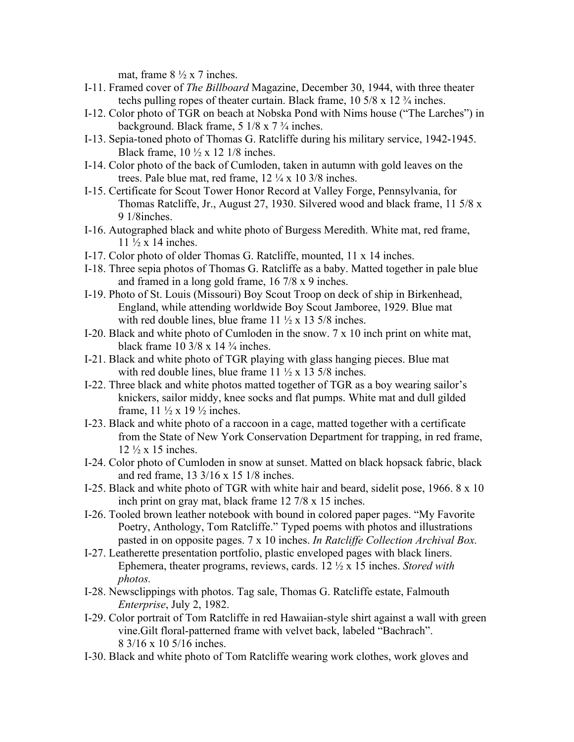mat, frame 8 ½ x 7 inches.

I-11. Framed cover of *The Billboard* Magazine, December 30, 1944, with three theater techs pulling ropes of theater curtain. Black frame, 10 5/8 x 12 ¾ inches.

I-12. Color photo of TGR on beach at Nobska Pond with Nims house ("The Larches") in background. Black frame, 5 1/8 x 7 ¾ inches.

I-13. Sepia-toned photo of Thomas G. Ratcliffe during his military service, 1942-1945. Black frame, 10 ½ x 12 1/8 inches.

I-14. Color photo of the back of Cumloden, taken in autumn with gold leaves on the trees. Pale blue mat, red frame, 12 ¼ x 10 3/8 inches.

I-15. Certificate for Scout Tower Honor Record at Valley Forge, Pennsylvania, for Thomas Ratcliffe, Jr., August 27, 1930. Silvered wood and black frame, 11 5/8 x 9 1/8inches.

I-16. Autographed black and white photo of Burgess Meredith. White mat, red frame, 11 ½ x 14 inches.

I-17. Color photo of older Thomas G. Ratcliffe, mounted, 11 x 14 inches.

I-18. Three sepia photos of Thomas G. Ratcliffe as a baby. Matted together in pale blue and framed in a long gold frame, 16 7/8 x 9 inches.

I-19. Photo of St. Louis (Missouri) Boy Scout Troop on deck of ship in Birkenhead, England, while attending worldwide Boy Scout Jamboree, 1929. Blue mat with red double lines, blue frame 11 ½ x 13 5/8 inches.

I-20. Black and white photo of Cumloden in the snow. 7 x 10 inch print on white mat, black frame 10 3/8 x 14 ¾ inches.

I-21. Black and white photo of TGR playing with glass hanging pieces. Blue mat with red double lines, blue frame 11 ½ x 13 5/8 inches.

I-22. Three black and white photos matted together of TGR as a boy wearing sailor's knickers, sailor middy, knee socks and flat pumps. White mat and dull gilded frame, 11 ½ x 19 ½ inches.

I-23. Black and white photo of a raccoon in a cage, matted together with a certificate from the State of New York Conservation Department for trapping, in red frame, 12 ½ x 15 inches.

I-24. Color photo of Cumloden in snow at sunset. Matted on black hopsack fabric, black and red frame, 13 3/16 x 15 1/8 inches.

I-25. Black and white photo of TGR with white hair and beard, sidelit pose, 1966. 8 x 10 inch print on gray mat, black frame 12 7/8 x 15 inches.

I-26. Tooled brown leather notebook with bound in colored paper pages. "My Favorite Poetry, Anthology, Tom Ratcliffe." Typed poems with photos and illustrations pasted in on opposite pages. 7 x 10 inches. *In Ratcliffe Collection Archival Box.*

I-27. Leatherette presentation portfolio, plastic enveloped pages with black liners. Ephemera, theater programs, reviews, cards. 12 ½ x 15 inches. *Stored with photos.*

I-28. Newsclippings with photos. Tag sale, Thomas G. Ratcliffe estate, Falmouth *Enterprise*, July 2, 1982.

I-29. Color portrait of Tom Ratcliffe in red Hawaiian-style shirt against a wall with green vine.Gilt floral-patterned frame with velvet back, labeled "Bachrach". 8 3/16 x 10 5/16 inches.

I-30. Black and white photo of Tom Ratcliffe wearing work clothes, work gloves and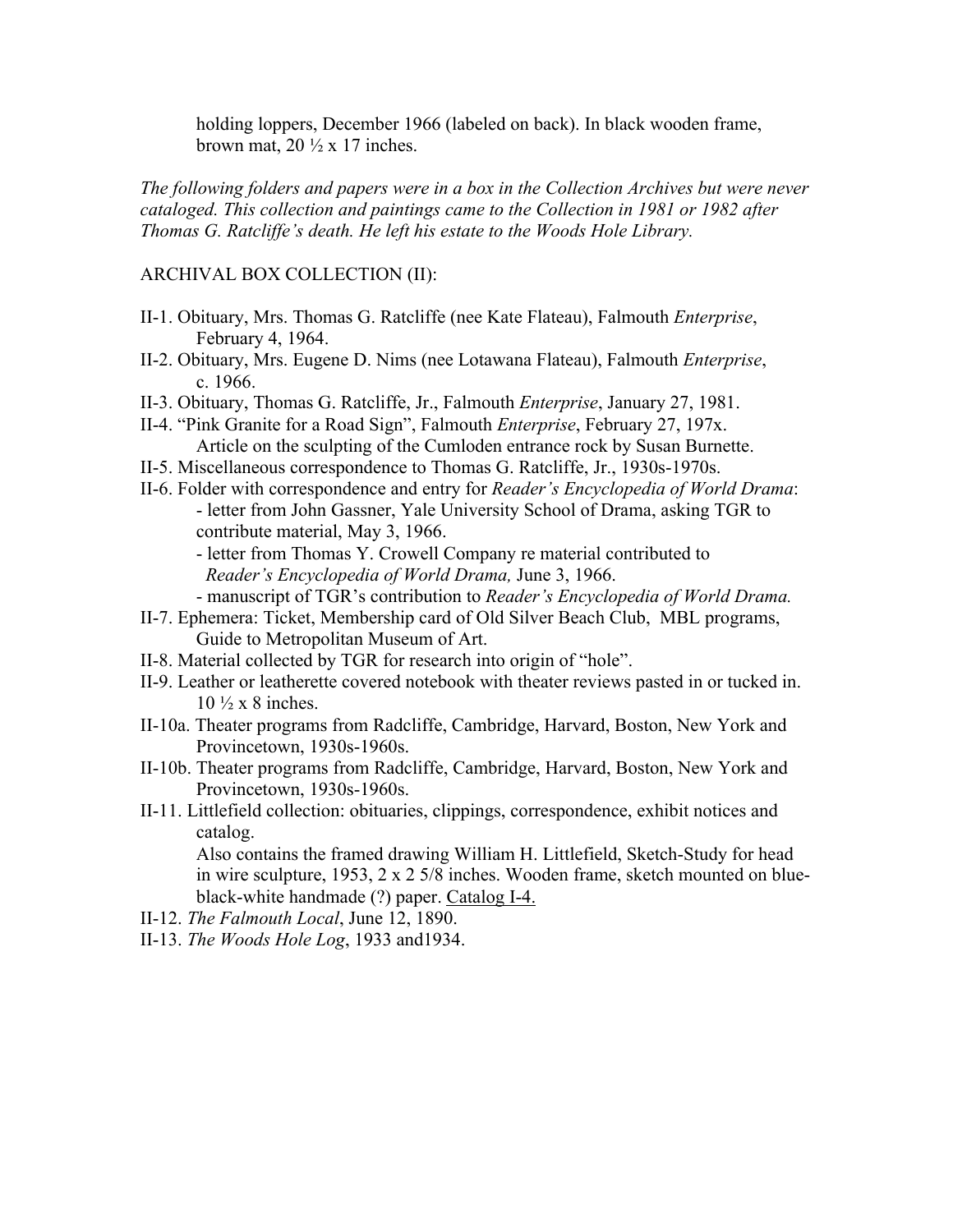holding loppers, December 1966 (labeled on back). In black wooden frame, brown mat, 20 ½ x 17 inches.

*The following folders and papers were in a box in the Collection Archives but were never cataloged. This collection and paintings came to the Collection in 1981 or 1982 after Thomas G. Ratcliffe's death. He left his estate to the Woods Hole Library.*

ARCHIVAL BOX COLLECTION (II):

- II-1. Obituary, Mrs. Thomas G. Ratcliffe (nee Kate Flateau), Falmouth *Enterprise*, February 4, 1964.
- II-2. Obituary, Mrs. Eugene D. Nims (nee Lotawana Flateau), Falmouth *Enterprise*, c. 1966.
- II-3. Obituary, Thomas G. Ratcliffe, Jr., Falmouth *Enterprise*, January 27, 1981.
- II-4. "Pink Granite for a Road Sign", Falmouth *Enterprise*, February 27, 197x. Article on the sculpting of the Cumloden entrance rock by Susan Burnette.
- II-5. Miscellaneous correspondence to Thomas G. Ratcliffe, Jr., 1930s-1970s.
- II-6. Folder with correspondence and entry for *Reader's Encyclopedia of World Drama*:
  - letter from John Gassner, Yale University School of Drama, asking TGR to contribute material, May 3, 1966.
  - letter from Thomas Y. Crowell Company re material contributed to *Reader's Encyclopedia of World Drama,* June 3, 1966.
  - manuscript of TGR's contribution to *Reader's Encyclopedia of World Drama.*
- II-7. Ephemera: Ticket, Membership card of Old Silver Beach Club, MBL programs, Guide to Metropolitan Museum of Art.
- II-8. Material collected by TGR for research into origin of "hole".
- II-9. Leather or leatherette covered notebook with theater reviews pasted in or tucked in. 10 ½ x 8 inches.
- II-10a. Theater programs from Radcliffe, Cambridge, Harvard, Boston, New York and Provincetown, 1930s-1960s.
- II-10b. Theater programs from Radcliffe, Cambridge, Harvard, Boston, New York and Provincetown, 1930s-1960s.
- II-11. Littlefield collection: obituaries, clippings, correspondence, exhibit notices and catalog.

  Also contains the framed drawing William H. Littlefield, Sketch-Study for head in wire sculpture, 1953, 2 x 2 5/8 inches. Wooden frame, sketch mounted on blue-black-white handmade (?) paper. <u>Catalog I-4.</u>
- II-12. *The Falmouth Local*, June 12, 1890.
- II-13. *The Woods Hole Log*, 1933 and1934.